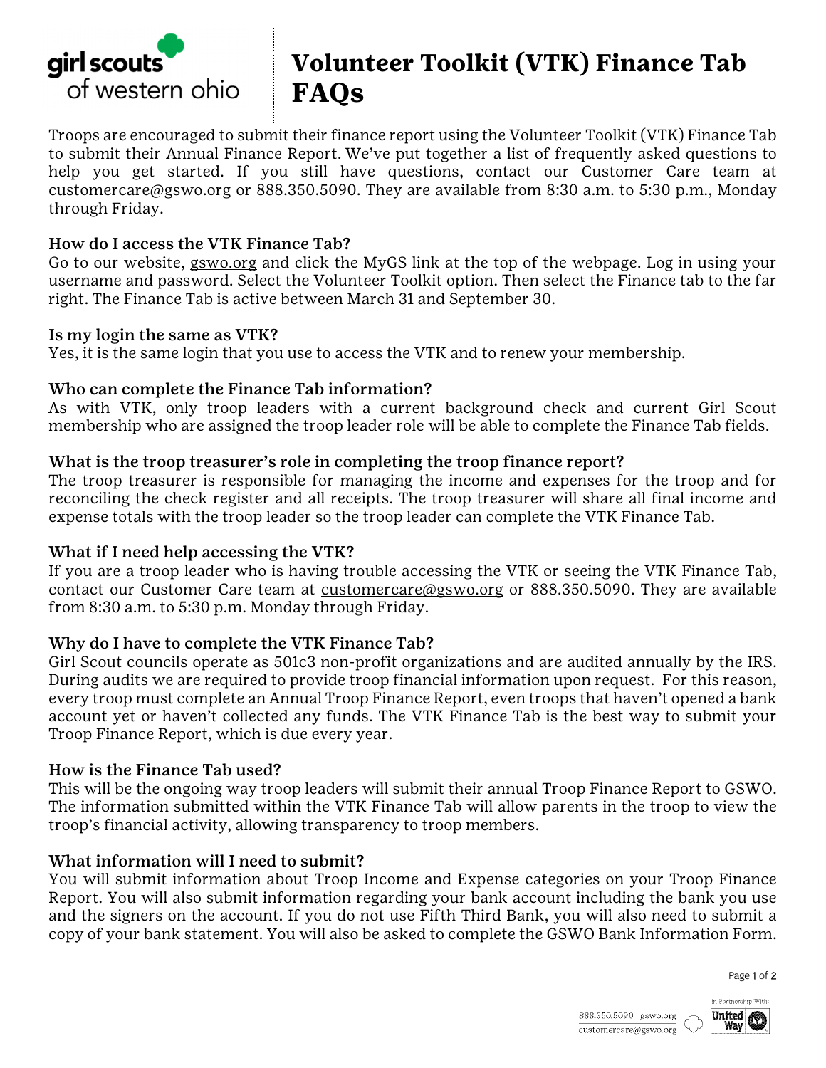# Volunteer Toolkit (VTK) Finance Tab FAQs

Troops are encouraged to submit their finance report using the Volunteer Toolkit (VTK) Finance Tab to submit their Annual Finance Report. We've put together a list of frequently asked questions to help you get started. If you still have questions, contact our Customer Care team at customercare@gswo.org or 888.350.5090. They are available from 8:30 a.m. to 5:30 p.m., Monday through Friday.

### How do I access the VTK Finance Tab?

Go to our website, gswo.org and click the MyGS link at the top of the webpage. Log in using your username and password. Select the Volunteer Toolkit option. Then select the Finance tab to the far right. The Finance Tab is active between March 31 and September 30.

### Is my login the same as VTK?

Yes, it is the same login that you use to access the VTK and to renew your membership.

### Who can complete the Finance Tab information?

As with VTK, only troop leaders with a current background check and current Girl Scout membership who are assigned the troop leader role will be able to complete the Finance Tab fields.

### What is the troop treasurer's role in completing the troop finance report?

The troop treasurer is responsible for managing the income and expenses for the troop and for reconciling the check register and all receipts. The troop treasurer will share all final income and expense totals with the troop leader so the troop leader can complete the VTK Finance Tab.

### What if I need help accessing the VTK?

If you are a troop leader who is having trouble accessing the VTK or seeing the VTK Finance Tab, contact our Customer Care team at customercare@gswo.org or 888.350.5090. They are available from 8:30 a.m. to 5:30 p.m. Monday through Friday.

### Why do I have to complete the VTK Finance Tab?

Girl Scout councils operate as 501c3 non-profit organizations and are audited annually by the IRS. During audits we are required to provide troop financial information upon request. For this reason, every troop must complete an Annual Troop Finance Report, even troops that haven't opened a bank account yet or haven't collected any funds. The VTK Finance Tab is the best way to submit your Troop Finance Report, which is due every year.

### How is the Finance Tab used?

This will be the ongoing way troop leaders will submit their annual Troop Finance Report to GSWO. The information submitted within the VTK Finance Tab will allow parents in the troop to view the troop's financial activity, allowing transparency to troop members.

### What information will I need to submit?

You will submit information about Troop Income and Expense categories on your Troop Finance Report. You will also submit information regarding your bank account including the bank you use and the signers on the account. If you do not use Fifth Third Bank, you will also need to submit a copy of your bank statement. You will also be asked to complete the GSWO Bank Information Form.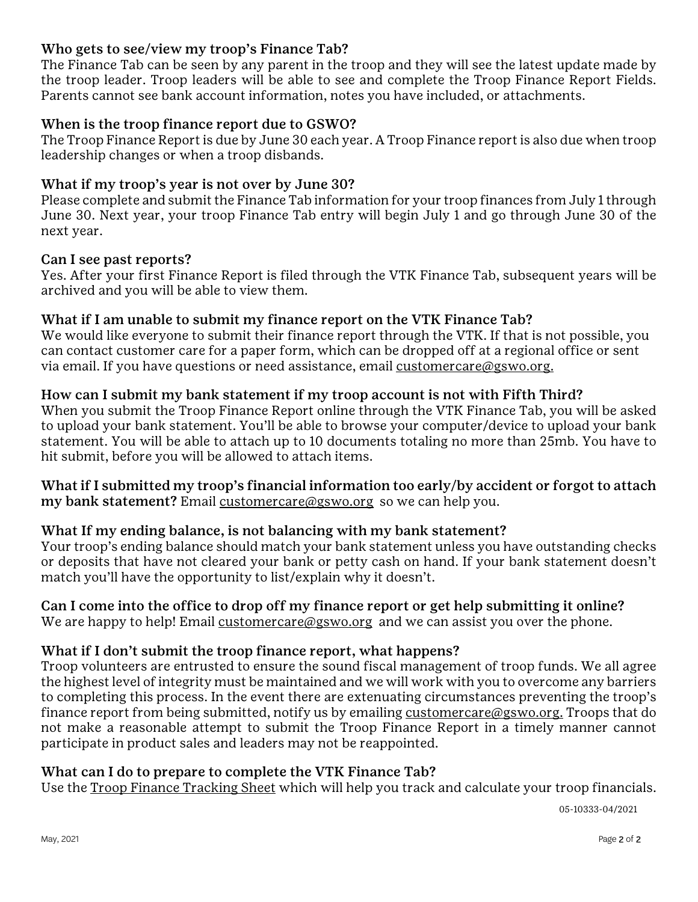### Who gets to see/view my troop's Finance Tab?

The Finance Tab can be seen by any parent in the troop and they will see the latest update made by the troop leader. Troop leaders will be able to see and complete the Troop Finance Report Fields. Parents cannot see bank account information, notes you have included, or attachments.

### When is the troop finance report due to GSWO?

The Troop Finance Report is due by June 30 each year. A Troop Finance report is also due when troop leadership changes or when a troop disbands.

### What if my troop's year is not over by June 30?

Please complete and submit the Finance Tab information for your troop finances from July 1 through June 30. Next year, your troop Finance Tab entry will begin July 1 and go through June 30 of the next year.

### Can I see past reports?

Yes. After your first Finance Report is filed through the VTK Finance Tab, subsequent years will be archived and you will be able to view them.

### What if I am unable to submit my finance report on the VTK Finance Tab?

We would like everyone to submit their finance report through the VTK. If that is not possible, you can contact customer care for a paper form, which can be dropped off at a regional office or sent via email. If you have questions or need assistance, email customercare@gswo.org.

### How can I submit my bank statement if my troop account is not with Fifth Third?

When you submit the Troop Finance Report online through the VTK Finance Tab, you will be asked to upload your bank statement. You'll be able to browse your computer/device to upload your bank statement. You will be able to attach up to 10 documents totaling no more than 25mb. You have to hit submit, before you will be allowed to attach items.

**What if I submitted my troop's financial information too early/by accident or forgot to attach my bank statement?** Email customercare@gswo.org so we can help you.

### What If my ending balance, is not balancing with my bank statement?

Your troop's ending balance should match your bank statement unless you have outstanding checks or deposits that have not cleared your bank or petty cash on hand. If your bank statement doesn't match you'll have the opportunity to list/explain why it doesn't.

### Can I come into the office to drop off my finance report or get help submitting it online?

We are happy to help! Email customercare@gswo.org and we can assist you over the phone.

### What if I don't submit the troop finance report, what happens?

Troop volunteers are entrusted to ensure the sound fiscal management of troop funds. We all agree the highest level of integrity must be maintained and we will work with you to overcome any barriers to completing this process. In the event there are extenuating circumstances preventing the troop's finance report from being submitted, notify us by emailing customercare@gswo.org. Troops that do not make a reasonable attempt to submit the Troop Finance Report in a timely manner cannot participate in product sales and leaders may not be reappointed.

### What can I do to prepare to complete the VTK Finance Tab?

Use the Troop Finance Tracking Sheet which will help you track and calculate your troop financials.

05-10333-04/2021

May, 2021